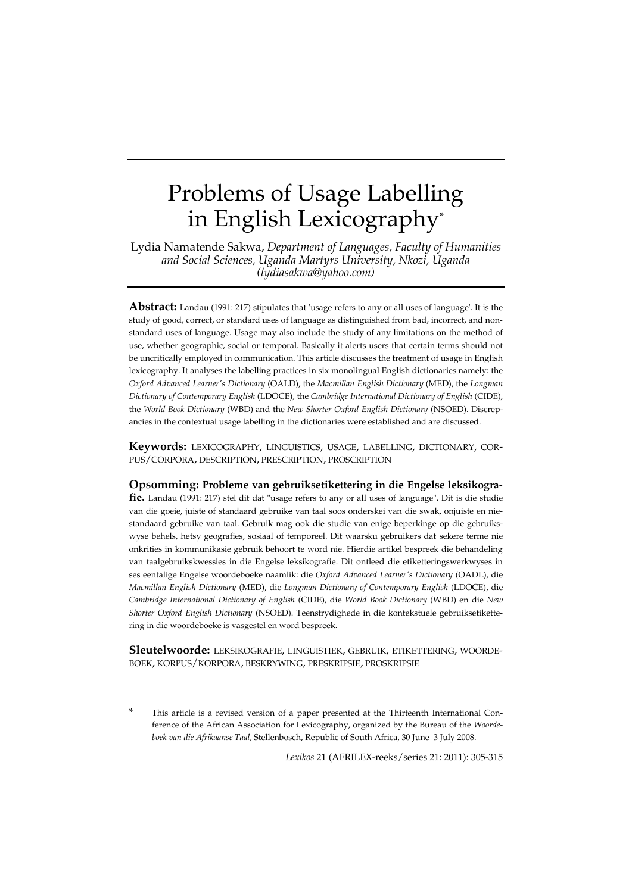# Problems of Usage Labelling in English Lexicography*

Lydia Namatende Sakwa, *Department of Languages, Faculty of Humanities and Social Sciences, Uganda Martyrs University, Nkozi, Uganda (lydiasakwa@yahoo.com)*

**Abstract:** Landau (1991: 217) stipulates that 'usage refers to any or all uses of language'. It is the study of good, correct, or standard uses of language as distinguished from bad, incorrect, and non-standard uses of language. Usage may also include the study of any limitations on the method of use, whether geographic, social or temporal. Basically it alerts users that certain terms should not be uncritically employed in communication. This article discusses the treatment of usage in English lexicography. It analyses the labelling practices in six monolingual English dictionaries namely: the *Oxford Advanced Learner's Dictionary* (OALD), the *Macmillan English Dictionary* (MED), the *Longman Dictionary of Contemporary English* (LDOCE), the *Cambridge International Dictionary of English* (CIDE), the *World Book Dictionary* (WBD) and the *New Shorter Oxford English Dictionary* (NSOED). Discrepancies in the contextual usage labelling in the dictionaries were established and are discussed.

**Keywords:** LEXICOGRAPHY, LINGUISTICS, USAGE, LABELLING, DICTIONARY, CORPUS/CORPORA, DESCRIPTION, PRESCRIPTION, PROSCRIPTION

**Opsomming: Probleme van gebruiksetikettering in die Engelse leksikografie.** Landau (1991: 217) stel dit dat "usage refers to any or all uses of language". Dit is die studie van die goeie, juiste of standaard gebruike van taal soos onderskei van die swak, onjuiste en niestandaard gebruike van taal. Gebruik mag ook die studie van enige beperkinge op die gebruikswyse behels, hetsy geografies, sosiaal of temporeel. Dit waarsku gebruikers dat sekere terme nie onkrities in kommunikasie gebruik behoort te word nie. Hierdie artikel bespreek die behandeling van taalgebruikskwessies in die Engelse leksikografie. Dit ontleed die etiketteringswerkwyses in ses eentalige Engelse woordeboeke naamlik: die *Oxford Advanced Learner's Dictionary* (OADL), die *Macmillan English Dictionary* (MED), die *Longman Dictionary of Contemporary English* (LDOCE), die *Cambridge International Dictionary of English* (CIDE), die *World Book Dictionary* (WBD) en die *New Shorter Oxford English Dictionary* (NSOED). Teenstrydighede in die kontekstuele gebruiksetikettering in die woordeboeke is vasgestel en word bespreek.

**Sleutelwoorde:** LEKSIKOGRAFIE, LINGUISTIEK, GEBRUIK, ETIKETTERING, WOORDEBOEK, KORPUS/KORPORA, BESKRYWING, PRESKRIPSIE, PROSKRIPSIE

---

\* This article is a revised version of a paper presented at the Thirteenth International Conference of the African Association for Lexicography, organized by the Bureau of the *Woordeboek van die Afrikaanse Taal*, Stellenbosch, Republic of South Africa, 30 June–3 July 2008.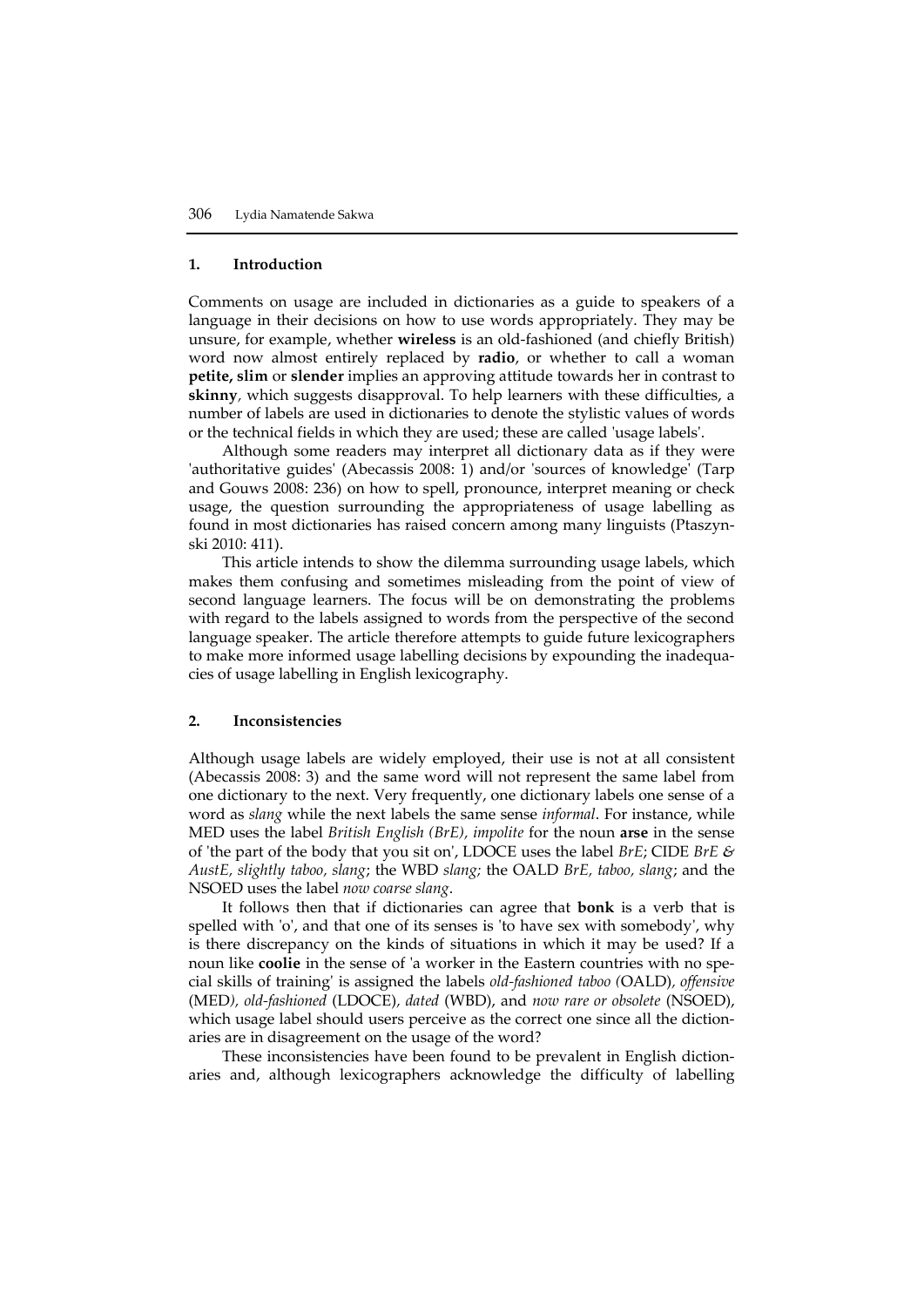## 1. Introduction

Comments on usage are included in dictionaries as a guide to speakers of a language in their decisions on how to use words appropriately. They may be unsure, for example, whether **wireless** is an old-fashioned (and chiefly British) word now almost entirely replaced by **radio**, or whether to call a woman **petite, slim** or **slender** implies an approving attitude towards her in contrast to **skinny**, which suggests disapproval. To help learners with these difficulties, a number of labels are used in dictionaries to denote the stylistic values of words or the technical fields in which they are used; these are called 'usage labels'.

Although some readers may interpret all dictionary data as if they were 'authoritative guides' (Abecassis 2008: 1) and/or 'sources of knowledge' (Tarp and Gouws 2008: 236) on how to spell, pronounce, interpret meaning or check usage, the question surrounding the appropriateness of usage labelling as found in most dictionaries has raised concern among many linguists (Ptaszynski 2010: 411).

This article intends to show the dilemma surrounding usage labels, which makes them confusing and sometimes misleading from the point of view of second language learners. The focus will be on demonstrating the problems with regard to the labels assigned to words from the perspective of the second language speaker. The article therefore attempts to guide future lexicographers to make more informed usage labelling decisions by expounding the inadequacies of usage labelling in English lexicography.

## 2. Inconsistencies

Although usage labels are widely employed, their use is not at all consistent (Abecassis 2008: 3) and the same word will not represent the same label from one dictionary to the next. Very frequently, one dictionary labels one sense of a word as *slang* while the next labels the same sense *informal*. For instance, while MED uses the label *British English (BrE), impolite* for the noun **arse** in the sense of 'the part of the body that you sit on', LDOCE uses the label *BrE*; CIDE *BrE & AustE, slightly taboo, slang*; the WBD *slang;* the OALD *BrE, taboo, slang*; and the NSOED uses the label *now coarse slang*.

It follows then that if dictionaries can agree that **bonk** is a verb that is spelled with 'o', and that one of its senses is 'to have sex with somebody', why is there discrepancy on the kinds of situations in which it may be used? If a noun like **coolie** in the sense of 'a worker in the Eastern countries with no special skills of training' is assigned the labels *old-fashioned taboo* (OALD)*, offensive* (MED*), old-fashioned* (LDOCE)*, dated* (WBD), and *now rare or obsolete* (NSOED), which usage label should users perceive as the correct one since all the dictionaries are in disagreement on the usage of the word?

These inconsistencies have been found to be prevalent in English dictionaries and, although lexicographers acknowledge the difficulty of labelling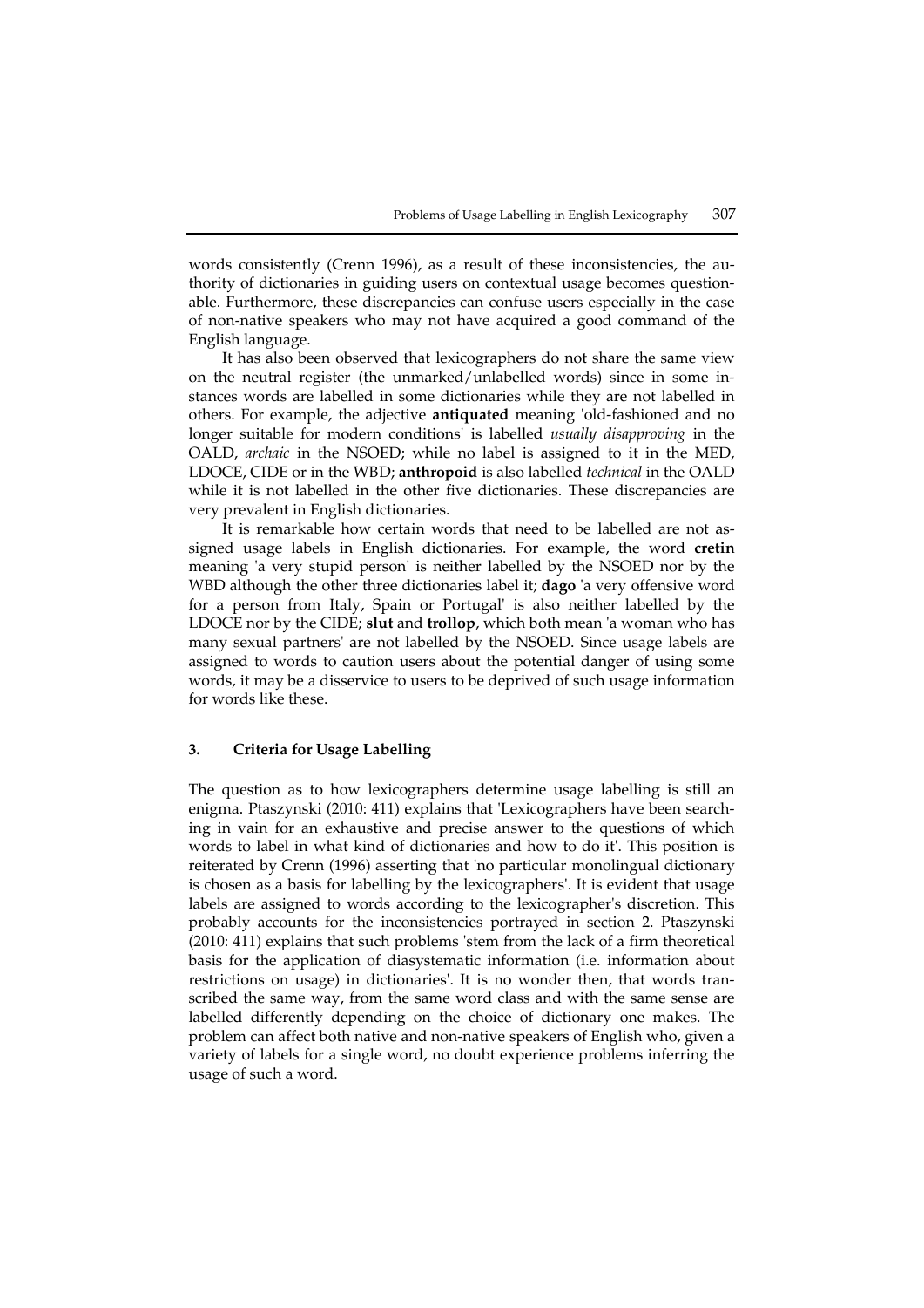words consistently (Crenn 1996), as a result of these inconsistencies, the authority of dictionaries in guiding users on contextual usage becomes questionable. Furthermore, these discrepancies can confuse users especially in the case of non-native speakers who may not have acquired a good command of the English language.

It has also been observed that lexicographers do not share the same view on the neutral register (the unmarked/unlabelled words) since in some instances words are labelled in some dictionaries while they are not labelled in others. For example, the adjective **antiquated** meaning 'old-fashioned and no longer suitable for modern conditions' is labelled *usually disapproving* in the OALD, *archaic* in the NSOED; while no label is assigned to it in the MED, LDOCE, CIDE or in the WBD; **anthropoid** is also labelled *technical* in the OALD while it is not labelled in the other five dictionaries. These discrepancies are very prevalent in English dictionaries.

It is remarkable how certain words that need to be labelled are not assigned usage labels in English dictionaries. For example, the word **cretin** meaning 'a very stupid person' is neither labelled by the NSOED nor by the WBD although the other three dictionaries label it; **dago** 'a very offensive word for a person from Italy, Spain or Portugal' is also neither labelled by the LDOCE nor by the CIDE; **slut** and **trollop**, which both mean 'a woman who has many sexual partners' are not labelled by the NSOED. Since usage labels are assigned to words to caution users about the potential danger of using some words, it may be a disservice to users to be deprived of such usage information for words like these.

## 3. Criteria for Usage Labelling

The question as to how lexicographers determine usage labelling is still an enigma. Ptaszynski (2010: 411) explains that 'Lexicographers have been searching in vain for an exhaustive and precise answer to the questions of which words to label in what kind of dictionaries and how to do it'. This position is reiterated by Crenn (1996) asserting that 'no particular monolingual dictionary is chosen as a basis for labelling by the lexicographers'. It is evident that usage labels are assigned to words according to the lexicographer's discretion. This probably accounts for the inconsistencies portrayed in section 2. Ptaszynski (2010: 411) explains that such problems 'stem from the lack of a firm theoretical basis for the application of diasystematic information (i.e. information about restrictions on usage) in dictionaries'. It is no wonder then, that words transcribed the same way, from the same word class and with the same sense are labelled differently depending on the choice of dictionary one makes. The problem can affect both native and non-native speakers of English who, given a variety of labels for a single word, no doubt experience problems inferring the usage of such a word.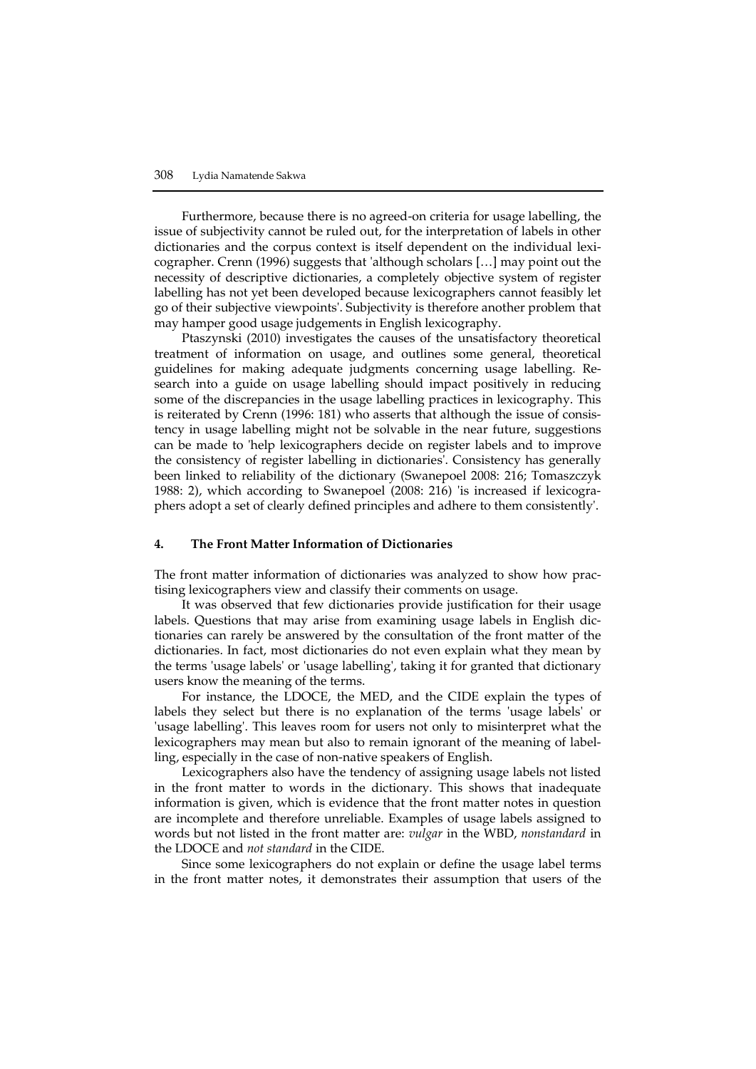Furthermore, because there is no agreed-on criteria for usage labelling, the issue of subjectivity cannot be ruled out, for the interpretation of labels in other dictionaries and the corpus context is itself dependent on the individual lexicographer. Crenn (1996) suggests that 'although scholars […] may point out the necessity of descriptive dictionaries, a completely objective system of register labelling has not yet been developed because lexicographers cannot feasibly let go of their subjective viewpoints'. Subjectivity is therefore another problem that may hamper good usage judgements in English lexicography.

Ptaszynski (2010) investigates the causes of the unsatisfactory theoretical treatment of information on usage, and outlines some general, theoretical guidelines for making adequate judgments concerning usage labelling. Research into a guide on usage labelling should impact positively in reducing some of the discrepancies in the usage labelling practices in lexicography. This is reiterated by Crenn (1996: 181) who asserts that although the issue of consistency in usage labelling might not be solvable in the near future, suggestions can be made to 'help lexicographers decide on register labels and to improve the consistency of register labelling in dictionaries'. Consistency has generally been linked to reliability of the dictionary (Swanepoel 2008: 216; Tomaszczyk 1988: 2), which according to Swanepoel (2008: 216) 'is increased if lexicographers adopt a set of clearly defined principles and adhere to them consistently'.

## 4. The Front Matter Information of Dictionaries

The front matter information of dictionaries was analyzed to show how practising lexicographers view and classify their comments on usage.

It was observed that few dictionaries provide justification for their usage labels. Questions that may arise from examining usage labels in English dictionaries can rarely be answered by the consultation of the front matter of the dictionaries. In fact, most dictionaries do not even explain what they mean by the terms 'usage labels' or 'usage labelling', taking it for granted that dictionary users know the meaning of the terms.

For instance, the LDOCE, the MED, and the CIDE explain the types of labels they select but there is no explanation of the terms 'usage labels' or 'usage labelling'. This leaves room for users not only to misinterpret what the lexicographers may mean but also to remain ignorant of the meaning of labelling, especially in the case of non-native speakers of English.

Lexicographers also have the tendency of assigning usage labels not listed in the front matter to words in the dictionary. This shows that inadequate information is given, which is evidence that the front matter notes in question are incomplete and therefore unreliable. Examples of usage labels assigned to words but not listed in the front matter are: *vulgar* in the WBD, *nonstandard* in the LDOCE and *not standard* in the CIDE.

Since some lexicographers do not explain or define the usage label terms in the front matter notes, it demonstrates their assumption that users of the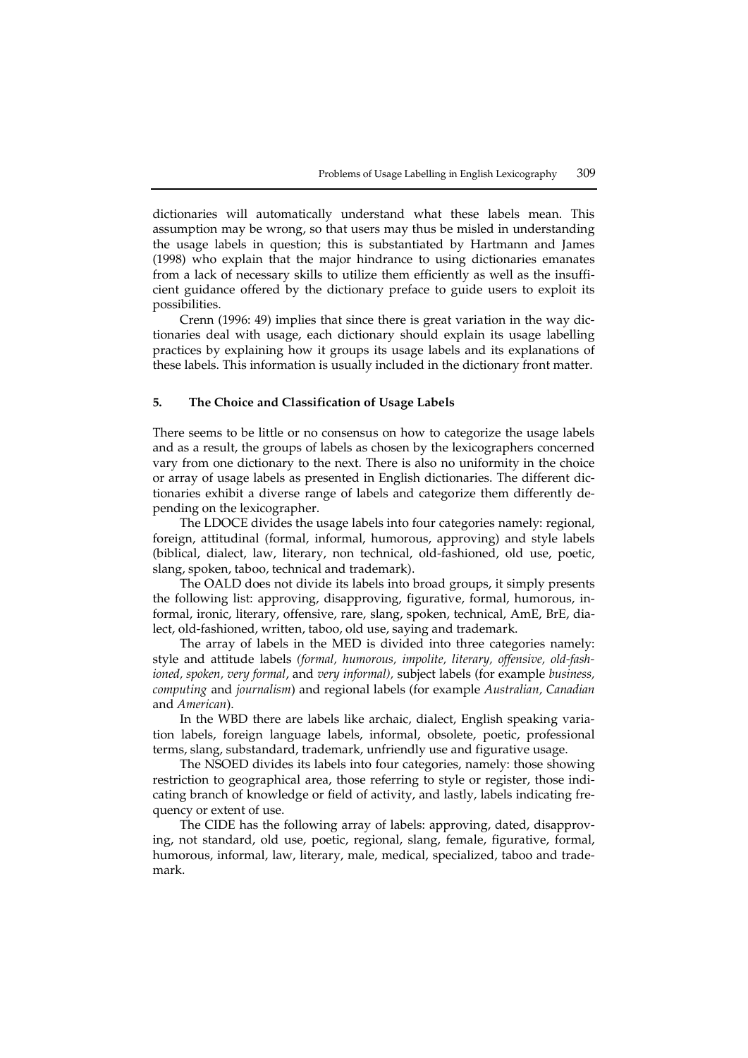dictionaries will automatically understand what these labels mean. This assumption may be wrong, so that users may thus be misled in understanding the usage labels in question; this is substantiated by Hartmann and James (1998) who explain that the major hindrance to using dictionaries emanates from a lack of necessary skills to utilize them efficiently as well as the insufficient guidance offered by the dictionary preface to guide users to exploit its possibilities.

Crenn (1996: 49) implies that since there is great variation in the way dictionaries deal with usage, each dictionary should explain its usage labelling practices by explaining how it groups its usage labels and its explanations of these labels. This information is usually included in the dictionary front matter.

## 5. The Choice and Classification of Usage Labels

There seems to be little or no consensus on how to categorize the usage labels and as a result, the groups of labels as chosen by the lexicographers concerned vary from one dictionary to the next. There is also no uniformity in the choice or array of usage labels as presented in English dictionaries. The different dictionaries exhibit a diverse range of labels and categorize them differently depending on the lexicographer.

The LDOCE divides the usage labels into four categories namely: regional, foreign, attitudinal (formal, informal, humorous, approving) and style labels (biblical, dialect, law, literary, non technical, old-fashioned, old use, poetic, slang, spoken, taboo, technical and trademark).

The OALD does not divide its labels into broad groups, it simply presents the following list: approving, disapproving, figurative, formal, humorous, informal, ironic, literary, offensive, rare, slang, spoken, technical, AmE, BrE, dialect, old-fashioned, written, taboo, old use, saying and trademark.

The array of labels in the MED is divided into three categories namely: style and attitude labels *(formal, humorous, impolite, literary, offensive, old-fashioned, spoken, very formal*, and *very informal),* subject labels (for example *business, computing* and *journalism*) and regional labels (for example *Australian, Canadian* and *American*).

In the WBD there are labels like archaic, dialect, English speaking variation labels, foreign language labels, informal, obsolete, poetic, professional terms, slang, substandard, trademark, unfriendly use and figurative usage.

The NSOED divides its labels into four categories, namely: those showing restriction to geographical area, those referring to style or register, those indicating branch of knowledge or field of activity, and lastly, labels indicating frequency or extent of use.

The CIDE has the following array of labels: approving, dated, disapproving, not standard, old use, poetic, regional, slang, female, figurative, formal, humorous, informal, law, literary, male, medical, specialized, taboo and trademark.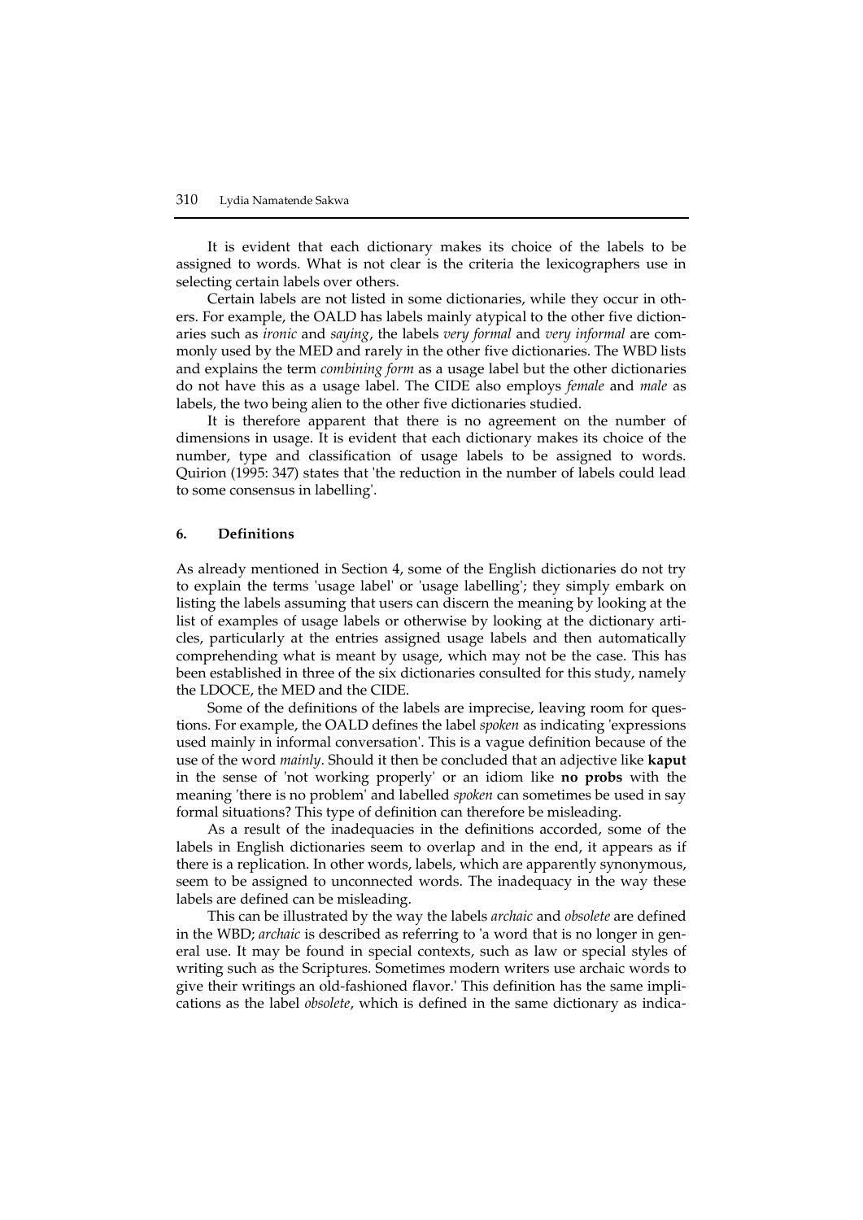It is evident that each dictionary makes its choice of the labels to be assigned to words. What is not clear is the criteria the lexicographers use in selecting certain labels over others.

Certain labels are not listed in some dictionaries, while they occur in others. For example, the OALD has labels mainly atypical to the other five dictionaries such as *ironic* and *saying*, the labels *very formal* and *very informal* are commonly used by the MED and rarely in the other five dictionaries. The WBD lists and explains the term *combining form* as a usage label but the other dictionaries do not have this as a usage label. The CIDE also employs *female* and *male* as labels, the two being alien to the other five dictionaries studied.

It is therefore apparent that there is no agreement on the number of dimensions in usage. It is evident that each dictionary makes its choice of the number, type and classification of usage labels to be assigned to words. Quirion (1995: 347) states that 'the reduction in the number of labels could lead to some consensus in labelling'.

## 6. Definitions

As already mentioned in Section 4, some of the English dictionaries do not try to explain the terms 'usage label' or 'usage labelling'; they simply embark on listing the labels assuming that users can discern the meaning by looking at the list of examples of usage labels or otherwise by looking at the dictionary articles, particularly at the entries assigned usage labels and then automatically comprehending what is meant by usage, which may not be the case. This has been established in three of the six dictionaries consulted for this study, namely the LDOCE, the MED and the CIDE.

Some of the definitions of the labels are imprecise, leaving room for questions. For example, the OALD defines the label *spoken* as indicating 'expressions used mainly in informal conversation'. This is a vague definition because of the use of the word *mainly*. Should it then be concluded that an adjective like **kaput** in the sense of 'not working properly' or an idiom like **no probs** with the meaning 'there is no problem' and labelled *spoken* can sometimes be used in say formal situations? This type of definition can therefore be misleading.

As a result of the inadequacies in the definitions accorded, some of the labels in English dictionaries seem to overlap and in the end, it appears as if there is a replication. In other words, labels, which are apparently synonymous, seem to be assigned to unconnected words. The inadequacy in the way these labels are defined can be misleading.

This can be illustrated by the way the labels *archaic* and *obsolete* are defined in the WBD; *archaic* is described as referring to 'a word that is no longer in general use. It may be found in special contexts, such as law or special styles of writing such as the Scriptures. Sometimes modern writers use archaic words to give their writings an old-fashioned flavor.' This definition has the same implications as the label *obsolete*, which is defined in the same dictionary as indica-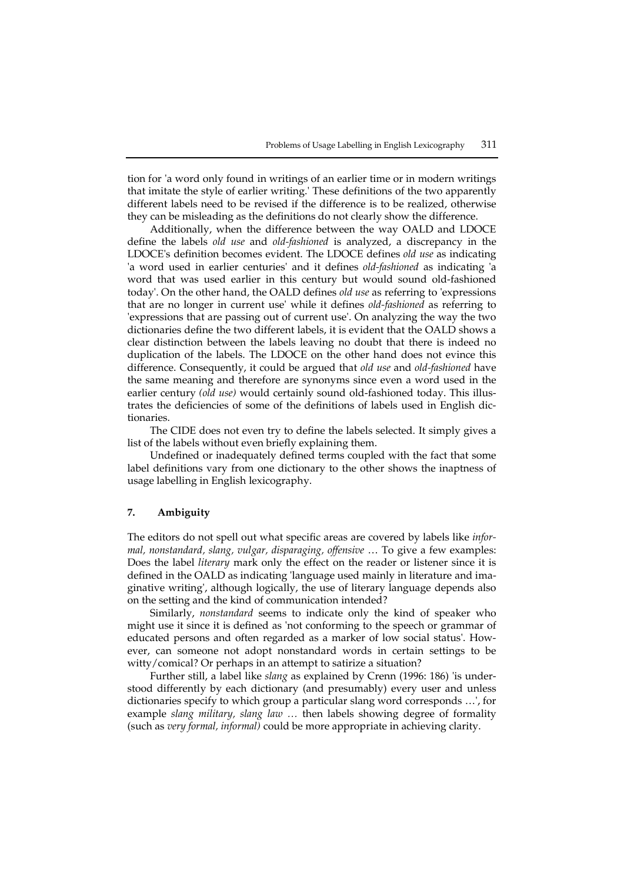tion for 'a word only found in writings of an earlier time or in modern writings that imitate the style of earlier writing.' These definitions of the two apparently different labels need to be revised if the difference is to be realized, otherwise they can be misleading as the definitions do not clearly show the difference.

Additionally, when the difference between the way OALD and LDOCE define the labels *old use* and *old-fashioned* is analyzed, a discrepancy in the LDOCE's definition becomes evident. The LDOCE defines *old use* as indicating 'a word used in earlier centuries' and it defines *old-fashioned* as indicating 'a word that was used earlier in this century but would sound old-fashioned today'. On the other hand, the OALD defines *old use* as referring to 'expressions that are no longer in current use' while it defines *old-fashioned* as referring to 'expressions that are passing out of current use'. On analyzing the way the two dictionaries define the two different labels, it is evident that the OALD shows a clear distinction between the labels leaving no doubt that there is indeed no duplication of the labels. The LDOCE on the other hand does not evince this difference. Consequently, it could be argued that *old use* and *old-fashioned* have the same meaning and therefore are synonyms since even a word used in the earlier century *(old use)* would certainly sound old-fashioned today. This illustrates the deficiencies of some of the definitions of labels used in English dictionaries.

The CIDE does not even try to define the labels selected. It simply gives a list of the labels without even briefly explaining them.

Undefined or inadequately defined terms coupled with the fact that some label definitions vary from one dictionary to the other shows the inaptness of usage labelling in English lexicography.

## 7. Ambiguity

The editors do not spell out what specific areas are covered by labels like *informal, nonstandard, slang, vulgar, disparaging, offensive* … To give a few examples: Does the label *literary* mark only the effect on the reader or listener since it is defined in the OALD as indicating 'language used mainly in literature and imaginative writing', although logically, the use of literary language depends also on the setting and the kind of communication intended?

Similarly, *nonstandard* seems to indicate only the kind of speaker who might use it since it is defined as 'not conforming to the speech or grammar of educated persons and often regarded as a marker of low social status'. However, can someone not adopt nonstandard words in certain settings to be witty/comical? Or perhaps in an attempt to satirize a situation?

Further still, a label like *slang* as explained by Crenn (1996: 186) 'is understood differently by each dictionary (and presumably) every user and unless dictionaries specify to which group a particular slang word corresponds …', for example *slang military, slang law …* then labels showing degree of formality (such as *very formal, informal)* could be more appropriate in achieving clarity.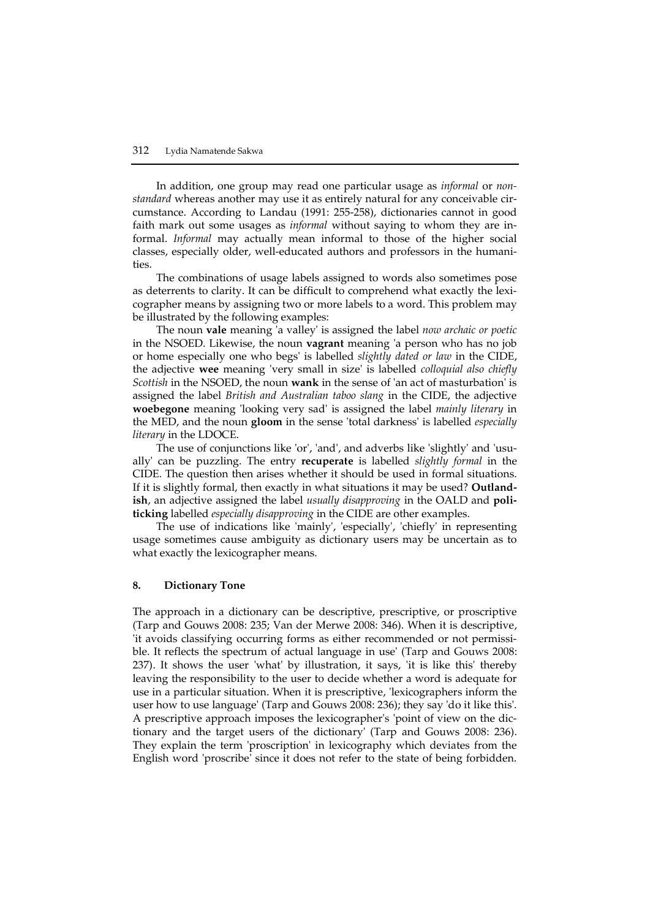In addition, one group may read one particular usage as *informal* or *non-standard* whereas another may use it as entirely natural for any conceivable circumstance. According to Landau (1991: 255-258), dictionaries cannot in good faith mark out some usages as *informal* without saying to whom they are informal. *Informal* may actually mean informal to those of the higher social classes, especially older, well-educated authors and professors in the humanities.

The combinations of usage labels assigned to words also sometimes pose as deterrents to clarity. It can be difficult to comprehend what exactly the lexicographer means by assigning two or more labels to a word. This problem may be illustrated by the following examples:

The noun **vale** meaning 'a valley' is assigned the label *now archaic or poetic* in the NSOED. Likewise, the noun **vagrant** meaning 'a person who has no job or home especially one who begs' is labelled *slightly dated or law* in the CIDE, the adjective **wee** meaning 'very small in size' is labelled *colloquial also chiefly Scottish* in the NSOED, the noun **wank** in the sense of 'an act of masturbation' is assigned the label *British and Australian taboo slang* in the CIDE, the adjective **woebegone** meaning 'looking very sad' is assigned the label *mainly literary* in the MED, and the noun **gloom** in the sense 'total darkness' is labelled *especially literary* in the LDOCE.

The use of conjunctions like 'or', 'and', and adverbs like 'slightly' and 'usually' can be puzzling. The entry **recuperate** is labelled *slightly formal* in the CIDE. The question then arises whether it should be used in formal situations. If it is slightly formal, then exactly in what situations it may be used? **Outlandish**, an adjective assigned the label *usually disapproving* in the OALD and **politicking** labelled *especially disapproving* in the CIDE are other examples.

The use of indications like 'mainly', 'especially', 'chiefly' in representing usage sometimes cause ambiguity as dictionary users may be uncertain as to what exactly the lexicographer means.

## 8. Dictionary Tone

The approach in a dictionary can be descriptive, prescriptive, or proscriptive (Tarp and Gouws 2008: 235; Van der Merwe 2008: 346). When it is descriptive, 'it avoids classifying occurring forms as either recommended or not permissible. It reflects the spectrum of actual language in use' (Tarp and Gouws 2008: 237). It shows the user 'what' by illustration, it says, 'it is like this' thereby leaving the responsibility to the user to decide whether a word is adequate for use in a particular situation. When it is prescriptive, 'lexicographers inform the user how to use language' (Tarp and Gouws 2008: 236); they say 'do it like this'. A prescriptive approach imposes the lexicographer's 'point of view on the dictionary and the target users of the dictionary' (Tarp and Gouws 2008: 236). They explain the term 'proscription' in lexicography which deviates from the English word 'proscribe' since it does not refer to the state of being forbidden.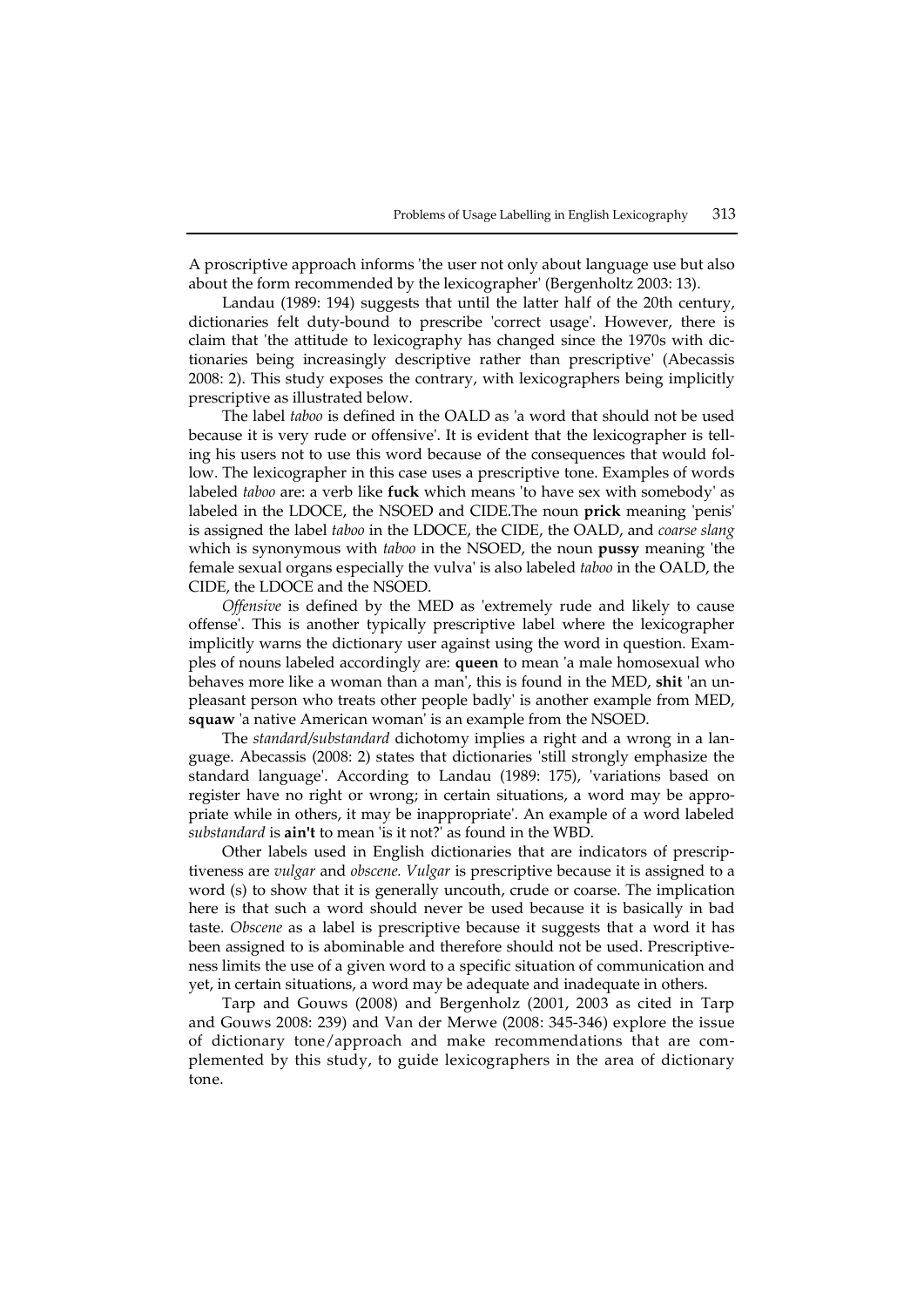A proscriptive approach informs 'the user not only about language use but also about the form recommended by the lexicographer' (Bergenholtz 2003: 13).

Landau (1989: 194) suggests that until the latter half of the 20th century, dictionaries felt duty-bound to prescribe 'correct usage'. However, there is claim that 'the attitude to lexicography has changed since the 1970s with dictionaries being increasingly descriptive rather than prescriptive' (Abecassis 2008: 2). This study exposes the contrary, with lexicographers being implicitly prescriptive as illustrated below.

The label *taboo* is defined in the OALD as 'a word that should not be used because it is very rude or offensive'. It is evident that the lexicographer is telling his users not to use this word because of the consequences that would follow. The lexicographer in this case uses a prescriptive tone. Examples of words labeled *taboo* are: a verb like **fuck** which means 'to have sex with somebody' as labeled in the LDOCE, the NSOED and CIDE.The noun **prick** meaning 'penis' is assigned the label *taboo* in the LDOCE, the CIDE, the OALD, and *coarse slang* which is synonymous with *taboo* in the NSOED, the noun **pussy** meaning 'the female sexual organs especially the vulva' is also labeled *taboo* in the OALD, the CIDE, the LDOCE and the NSOED.

*Offensive* is defined by the MED as 'extremely rude and likely to cause offense'. This is another typically prescriptive label where the lexicographer implicitly warns the dictionary user against using the word in question. Examples of nouns labeled accordingly are: **queen** to mean 'a male homosexual who behaves more like a woman than a man', this is found in the MED, **shit** 'an unpleasant person who treats other people badly' is another example from MED, **squaw** 'a native American woman' is an example from the NSOED.

The *standard/substandard* dichotomy implies a right and a wrong in a language. Abecassis (2008: 2) states that dictionaries 'still strongly emphasize the standard language'. According to Landau (1989: 175), 'variations based on register have no right or wrong; in certain situations, a word may be appropriate while in others, it may be inappropriate'. An example of a word labeled *substandard* is **ain't** to mean 'is it not?' as found in the WBD.

Other labels used in English dictionaries that are indicators of prescriptiveness are *vulgar* and *obscene. Vulgar* is prescriptive because it is assigned to a word (s) to show that it is generally uncouth, crude or coarse. The implication here is that such a word should never be used because it is basically in bad taste. *Obscene* as a label is prescriptive because it suggests that a word it has been assigned to is abominable and therefore should not be used. Prescriptiveness limits the use of a given word to a specific situation of communication and yet, in certain situations, a word may be adequate and inadequate in others.

Tarp and Gouws (2008) and Bergenholz (2001, 2003 as cited in Tarp and Gouws 2008: 239) and Van der Merwe (2008: 345-346) explore the issue of dictionary tone/approach and make recommendations that are complemented by this study, to guide lexicographers in the area of dictionary tone.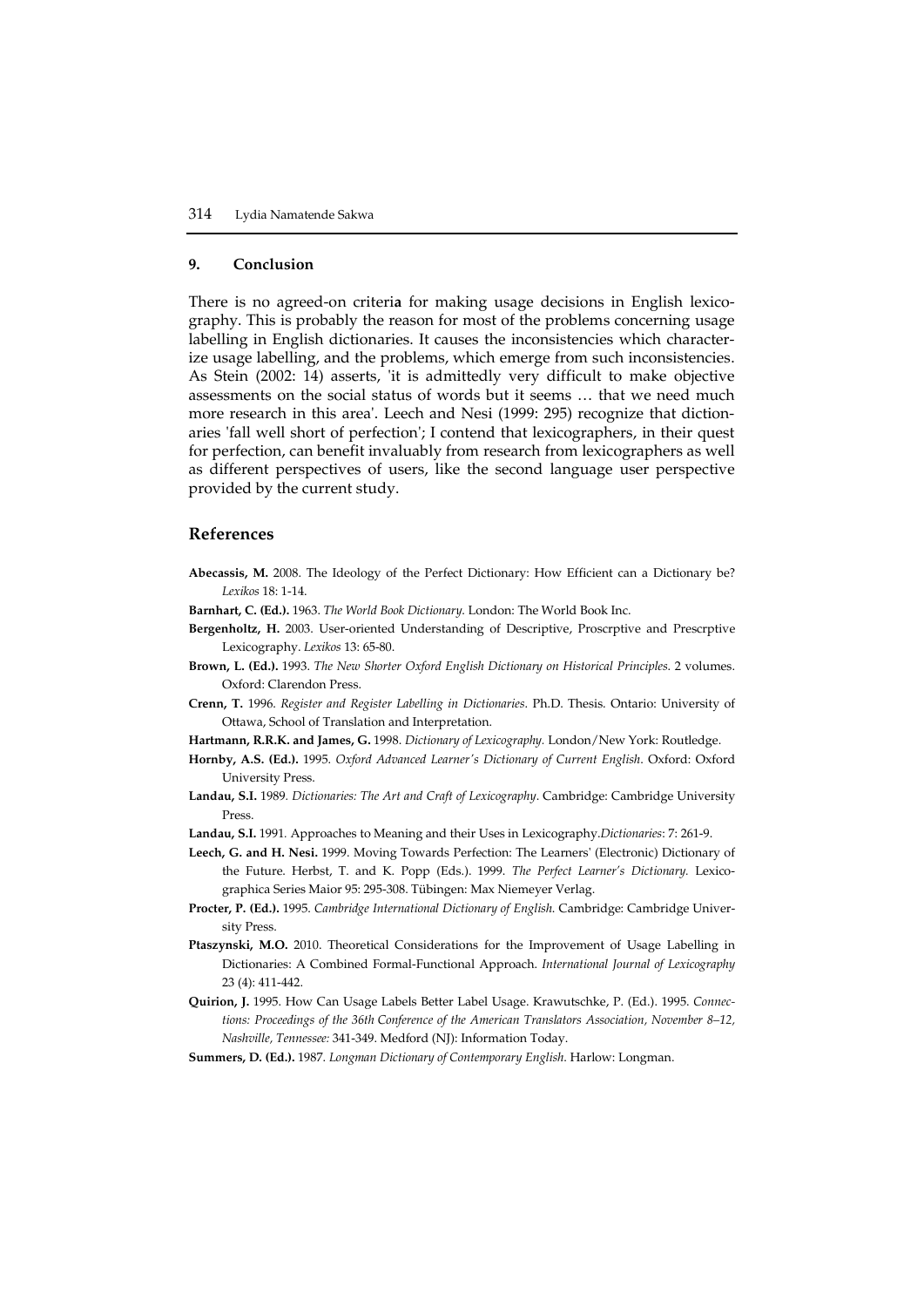## 9. Conclusion

There is no agreed-on criteri**a** for making usage decisions in English lexicography. This is probably the reason for most of the problems concerning usage labelling in English dictionaries. It causes the inconsistencies which characterize usage labelling, and the problems, which emerge from such inconsistencies. As Stein (2002: 14) asserts, 'it is admittedly very difficult to make objective assessments on the social status of words but it seems … that we need much more research in this area'. Leech and Nesi (1999: 295) recognize that dictionaries 'fall well short of perfection'; I contend that lexicographers, in their quest for perfection, can benefit invaluably from research from lexicographers as well as different perspectives of users, like the second language user perspective provided by the current study.

## References

**Abecassis, M.** 2008. The Ideology of the Perfect Dictionary: How Efficient can a Dictionary be? *Lexikos* 18: 1-14.

**Barnhart, C. (Ed.).** 1963. *The World Book Dictionary.* London: The World Book Inc.

**Bergenholtz, H.** 2003. User-oriented Understanding of Descriptive, Proscrptive and Prescrptive Lexicography. *Lexikos* 13: 65-80.

**Brown, L. (Ed.).** 1993. *The New Shorter Oxford English Dictionary on Historical Principles.* 2 volumes. Oxford: Clarendon Press.

**Crenn, T.** 1996. *Register and Register Labelling in Dictionaries.* Ph.D. Thesis. Ontario: University of Ottawa, School of Translation and Interpretation.

**Hartmann, R.R.K. and James, G.** 1998. *Dictionary of Lexicography.* London/New York: Routledge.

**Hornby, A.S. (Ed.).** 1995. *Oxford Advanced Learner's Dictionary of Current English.* Oxford: Oxford University Press.

**Landau, S.I.** 1989. *Dictionaries: The Art and Craft of Lexicography.* Cambridge: Cambridge University Press.

**Landau, S.I.** 1991. Approaches to Meaning and their Uses in Lexicography.*Dictionaries*: 7: 261-9.

**Leech, G. and H. Nesi.** 1999. Moving Towards Perfection: The Learners' (Electronic) Dictionary of the Future. Herbst, T. and K. Popp (Eds.). 1999. *The Perfect Learner's Dictionary.* Lexicographica Series Maior 95: 295-308. Tübingen: Max Niemeyer Verlag.

**Procter, P. (Ed.).** 1995. *Cambridge International Dictionary of English.* Cambridge: Cambridge University Press.

**Ptaszynski, M.O.** 2010. Theoretical Considerations for the Improvement of Usage Labelling in Dictionaries: A Combined Formal-Functional Approach. *International Journal of Lexicography* 23 (4): 411-442.

**Quirion, J.** 1995. How Can Usage Labels Better Label Usage. Krawutschke, P. (Ed.). 1995. *Connections: Proceedings of the 36th Conference of the American Translators Association, November 8–12, Nashville, Tennessee:* 341-349. Medford (NJ): Information Today.

**Summers, D. (Ed.).** 1987. *Longman Dictionary of Contemporary English.* Harlow: Longman.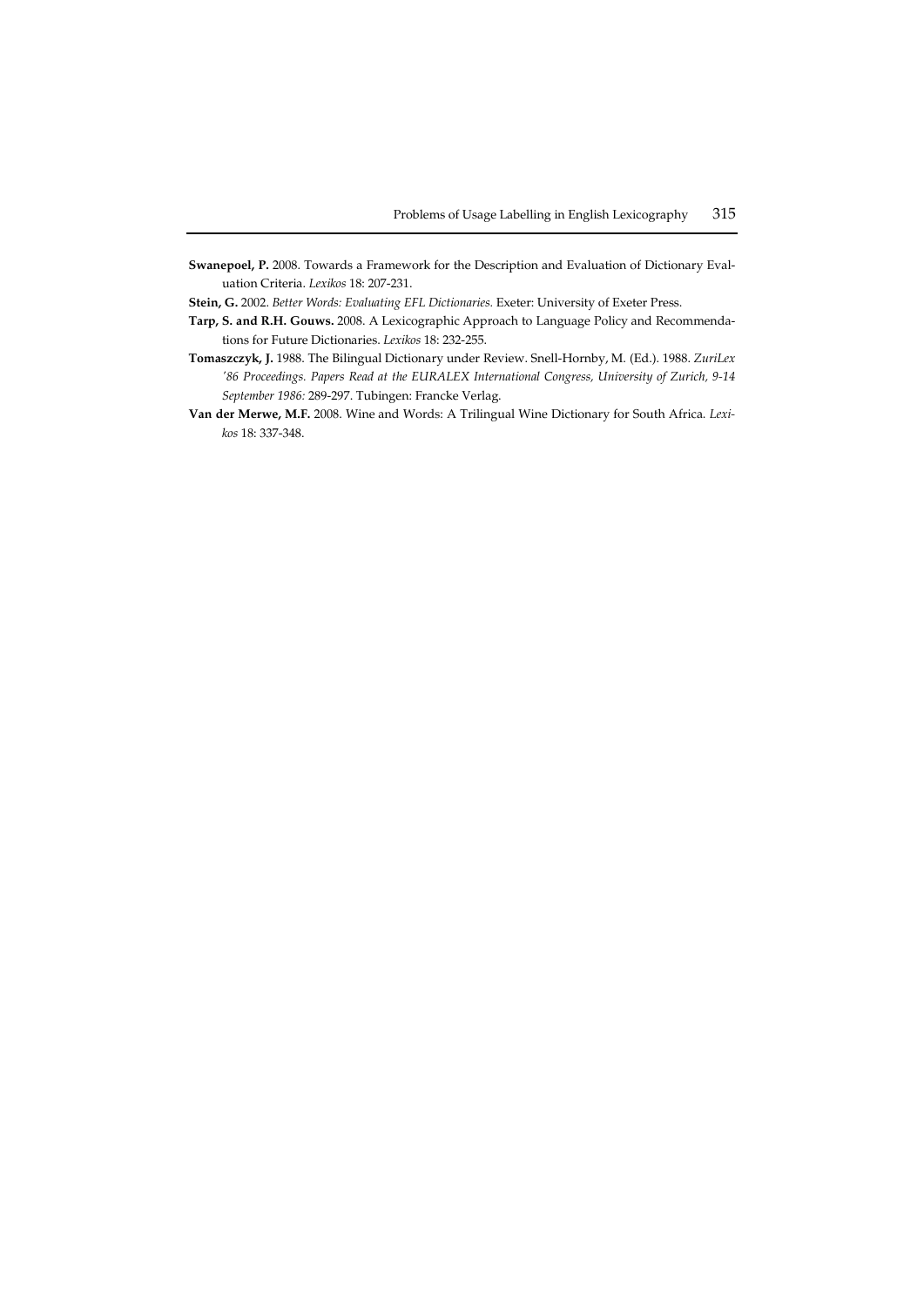**Swanepoel, P.** 2008. Towards a Framework for the Description and Evaluation of Dictionary Evaluation Criteria. *Lexikos* 18: 207-231.

**Stein, G.** 2002. *Better Words: Evaluating EFL Dictionaries.* Exeter: University of Exeter Press.

**Tarp, S. and R.H. Gouws.** 2008. A Lexicographic Approach to Language Policy and Recommendations for Future Dictionaries. *Lexikos* 18: 232-255.

**Tomaszczyk, J.** 1988. The Bilingual Dictionary under Review. Snell-Hornby, M. (Ed.). 1988. *ZuriLex '86 Proceedings. Papers Read at the EURALEX International Congress, University of Zurich, 9-14 September 1986:* 289-297. Tubingen: Francke Verlag.

**Van der Merwe, M.F.** 2008. Wine and Words: A Trilingual Wine Dictionary for South Africa. *Lexikos* 18: 337-348.